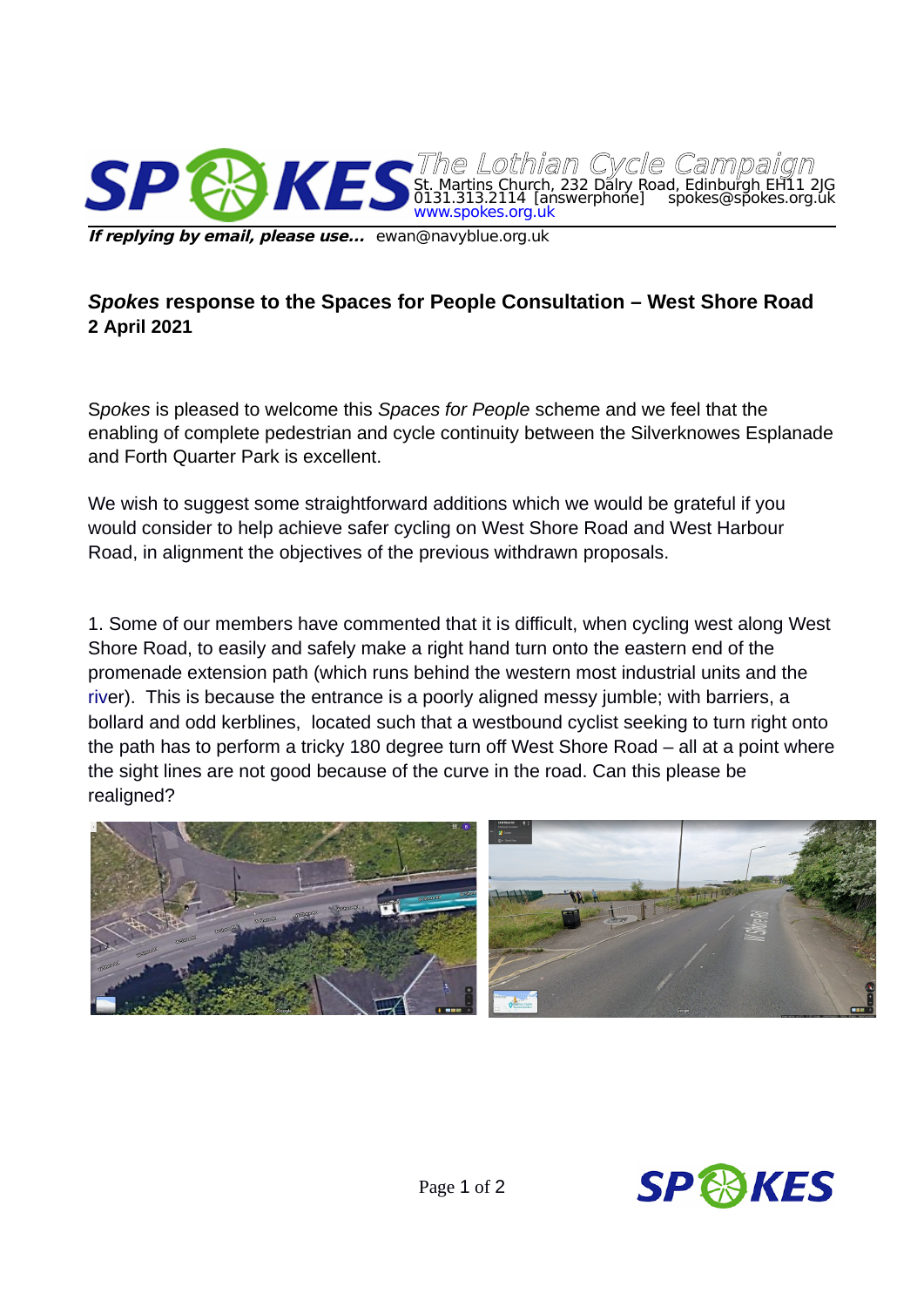SPOKES The Lothian Cycle Campaign
St. Martins Church, 232 Dalry Road, Edinburgh EH11 2JG
0131.313.2114 [answerphone] spokes@spokes.org.uk
www.spokes.org.uk

***If replying by email, please use...*** ewan@navyblue.org.uk

## *Spokes* response to the Spaces for People Consultation – West Shore Road
**2 April 2021**

S*pokes* is pleased to welcome this *Spaces for People* scheme and we feel that the enabling of complete pedestrian and cycle continuity between the Silverknowes Esplanade and Forth Quarter Park is excellent.

We wish to suggest some straightforward additions which we would be grateful if you would consider to help achieve safer cycling on West Shore Road and West Harbour Road, in alignment the objectives of the previous withdrawn proposals.

1. Some of our members have commented that it is difficult, when cycling west along West Shore Road, to easily and safely make a right hand turn onto the eastern end of the promenade extension path (which runs behind the western most industrial units and the river). This is because the entrance is a poorly aligned messy jumble; with barriers, a bollard and odd kerblines, located such that a westbound cyclist seeking to turn right onto the path has to perform a tricky 180 degree turn off West Shore Road – all at a point where the sight lines are not good because of the curve in the road. Can this please be realigned?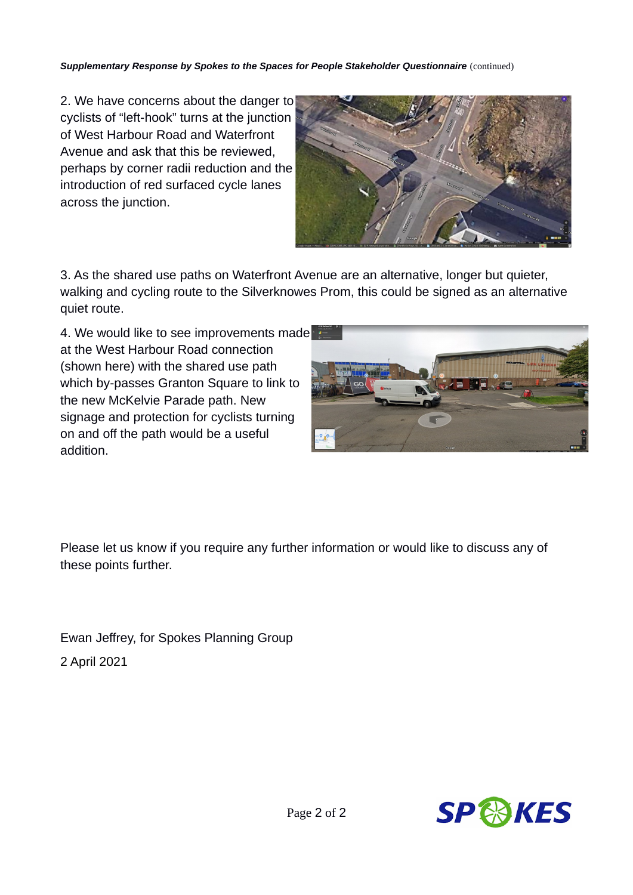*Supplementary Response by Spokes to the Spaces for People Stakeholder Questionnaire* (continued)

2. We have concerns about the danger to cyclists of "left-hook" turns at the junction of West Harbour Road and Waterfront Avenue and ask that this be reviewed, perhaps by corner radii reduction and the introduction of red surfaced cycle lanes across the junction.

3. As the shared use paths on Waterfront Avenue are an alternative, longer but quieter, walking and cycling route to the Silverknowes Prom, this could be signed as an alternative quiet route.

4. We would like to see improvements made at the West Harbour Road connection (shown here) with the shared use path which by-passes Granton Square to link to the new McKelvie Parade path. New signage and protection for cyclists turning on and off the path would be a useful addition.

Please let us know if you require any further information or would like to discuss any of these points further.

Ewan Jeffrey, for Spokes Planning Group

2 April 2021